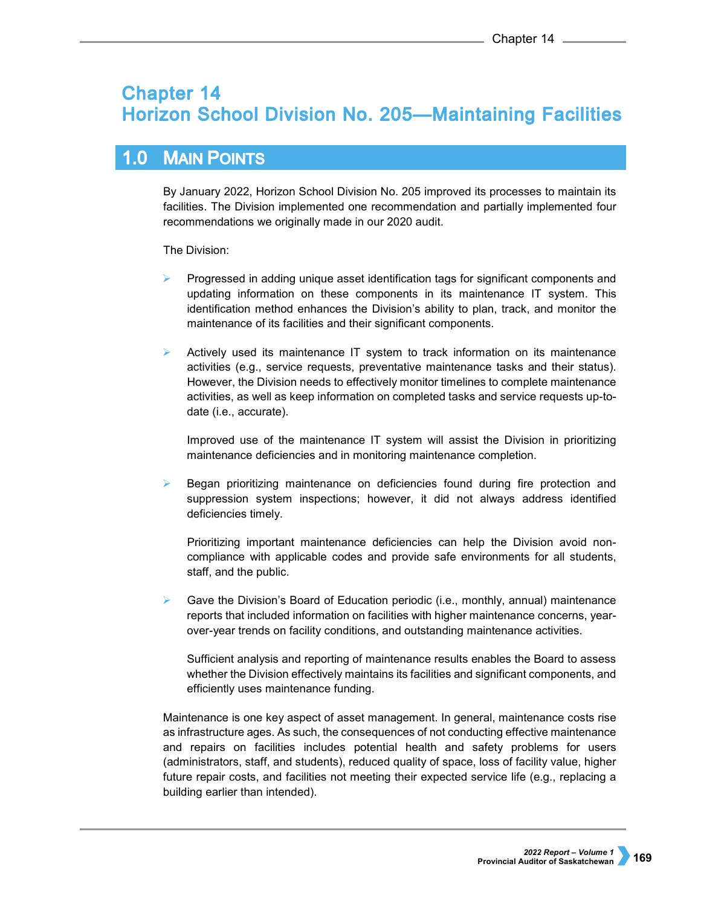# Chapter 14
# Horizon School Division No. 205—Maintaining Facilities

## 1.0 Main Points

By January 2022, Horizon School Division No. 205 improved its processes to maintain its facilities. The Division implemented one recommendation and partially implemented four recommendations we originally made in our 2020 audit.

The Division:

- Progressed in adding unique asset identification tags for significant components and updating information on these components in its maintenance IT system. This identification method enhances the Division's ability to plan, track, and monitor the maintenance of its facilities and their significant components.

- Actively used its maintenance IT system to track information on its maintenance activities (e.g., service requests, preventative maintenance tasks and their status). However, the Division needs to effectively monitor timelines to complete maintenance activities, as well as keep information on completed tasks and service requests up-to-date (i.e., accurate).

  Improved use of the maintenance IT system will assist the Division in prioritizing maintenance deficiencies and in monitoring maintenance completion.

- Began prioritizing maintenance on deficiencies found during fire protection and suppression system inspections; however, it did not always address identified deficiencies timely.

  Prioritizing important maintenance deficiencies can help the Division avoid non-compliance with applicable codes and provide safe environments for all students, staff, and the public.

- Gave the Division's Board of Education periodic (i.e., monthly, annual) maintenance reports that included information on facilities with higher maintenance concerns, year-over-year trends on facility conditions, and outstanding maintenance activities.

  Sufficient analysis and reporting of maintenance results enables the Board to assess whether the Division effectively maintains its facilities and significant components, and efficiently uses maintenance funding.

Maintenance is one key aspect of asset management. In general, maintenance costs rise as infrastructure ages. As such, the consequences of not conducting effective maintenance and repairs on facilities includes potential health and safety problems for users (administrators, staff, and students), reduced quality of space, loss of facility value, higher future repair costs, and facilities not meeting their expected service life (e.g., replacing a building earlier than intended).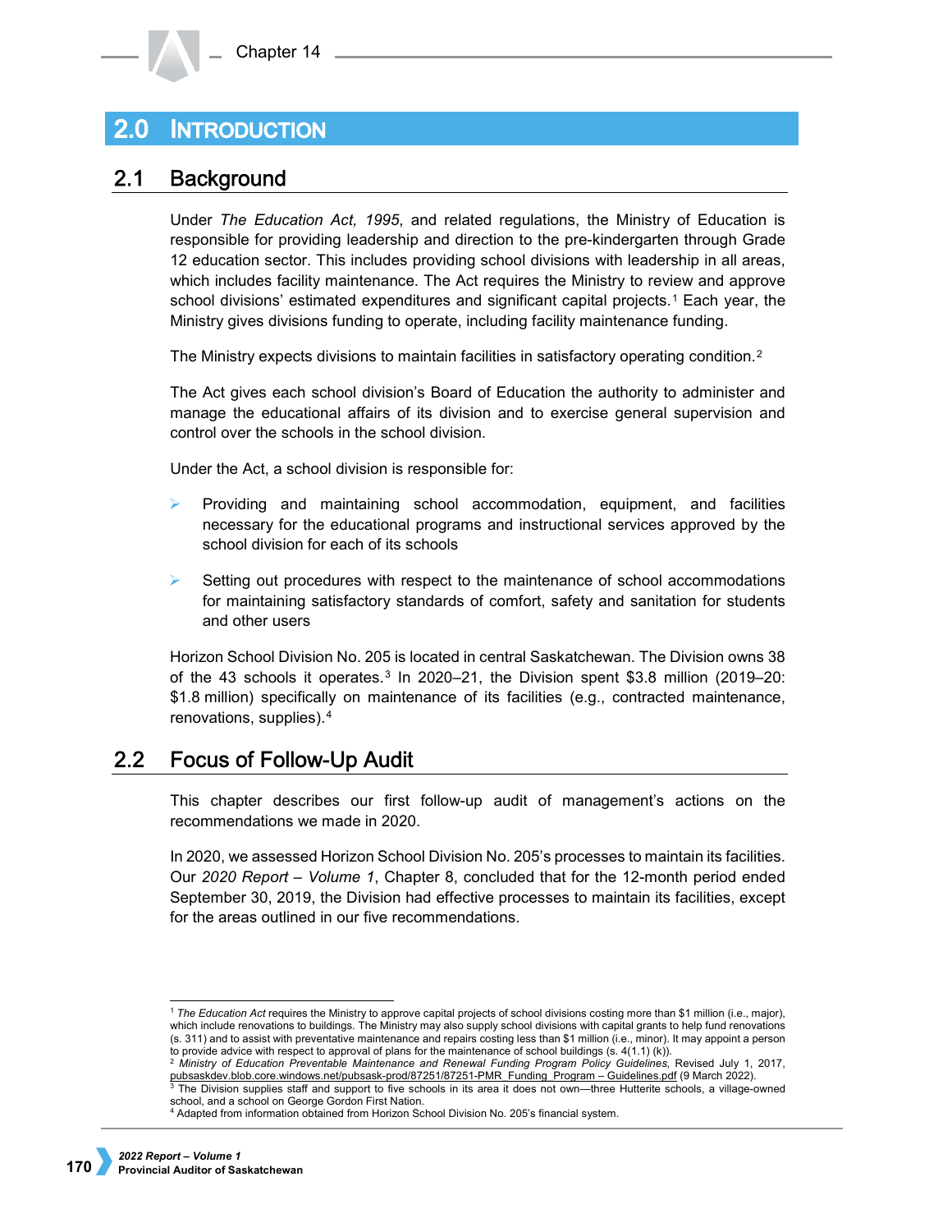## 2.0 Introduction

### 2.1 Background

Under *The Education Act, 1995*, and related regulations, the Ministry of Education is responsible for providing leadership and direction to the pre-kindergarten through Grade 12 education sector. This includes providing school divisions with leadership in all areas, which includes facility maintenance. The Act requires the Ministry to review and approve school divisions' estimated expenditures and significant capital projects.[1] Each year, the Ministry gives divisions funding to operate, including facility maintenance funding.

The Ministry expects divisions to maintain facilities in satisfactory operating condition.[2]

The Act gives each school division's Board of Education the authority to administer and manage the educational affairs of its division and to exercise general supervision and control over the schools in the school division.

Under the Act, a school division is responsible for:

- Providing and maintaining school accommodation, equipment, and facilities necessary for the educational programs and instructional services approved by the school division for each of its schools
- Setting out procedures with respect to the maintenance of school accommodations for maintaining satisfactory standards of comfort, safety and sanitation for students and other users

Horizon School Division No. 205 is located in central Saskatchewan. The Division owns 38 of the 43 schools it operates.[3] In 2020–21, the Division spent $3.8 million (2019–20: $1.8 million) specifically on maintenance of its facilities (e.g., contracted maintenance, renovations, supplies).[4]

### 2.2 Focus of Follow-Up Audit

This chapter describes our first follow-up audit of management's actions on the recommendations we made in 2020.

In 2020, we assessed Horizon School Division No. 205's processes to maintain its facilities. Our *2020 Report – Volume 1*, Chapter 8, concluded that for the 12-month period ended September 30, 2019, the Division had effective processes to maintain its facilities, except for the areas outlined in our five recommendations.

---

[1] *The Education Act* requires the Ministry to approve capital projects of school divisions costing more than $1 million (i.e., major), which include renovations to buildings. The Ministry may also supply school divisions with capital grants to help fund renovations (s. 311) and to assist with preventative maintenance and repairs costing less than $1 million (i.e., minor). It may appoint a person to provide advice with respect to approval of plans for the maintenance of school buildings (s. 4(1.1) (k)).

[2] *Ministry of Education Preventable Maintenance and Renewal Funding Program Policy Guidelines*, Revised July 1, 2017, pubsaskdev.blob.core.windows.net/pubsask-prod/87251/87251-PMR_Funding_Program – Guidelines.pdf (9 March 2022).

[3] The Division supplies staff and support to five schools in its area it does not own—three Hutterite schools, a village-owned school, and a school on George Gordon First Nation.

[4] Adapted from information obtained from Horizon School Division No. 205's financial system.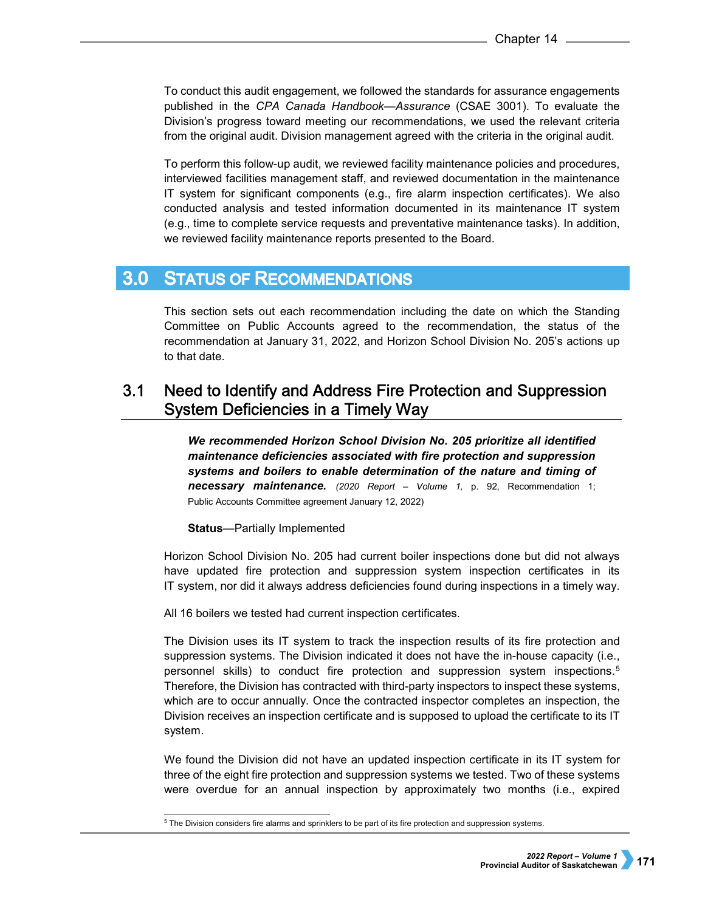To conduct this audit engagement, we followed the standards for assurance engagements published in the *CPA Canada Handbook—Assurance* (CSAE 3001). To evaluate the Division's progress toward meeting our recommendations, we used the relevant criteria from the original audit. Division management agreed with the criteria in the original audit.

To perform this follow-up audit, we reviewed facility maintenance policies and procedures, interviewed facilities management staff, and reviewed documentation in the maintenance IT system for significant components (e.g., fire alarm inspection certificates). We also conducted analysis and tested information documented in its maintenance IT system (e.g., time to complete service requests and preventative maintenance tasks). In addition, we reviewed facility maintenance reports presented to the Board.

# 3.0 Status of Recommendations

This section sets out each recommendation including the date on which the Standing Committee on Public Accounts agreed to the recommendation, the status of the recommendation at January 31, 2022, and Horizon School Division No. 205's actions up to that date.

## 3.1 Need to Identify and Address Fire Protection and Suppression System Deficiencies in a Timely Way

***We recommended Horizon School Division No. 205 prioritize all identified maintenance deficiencies associated with fire protection and suppression systems and boilers to enable determination of the nature and timing of necessary maintenance.*** *(2020 Report – Volume 1,* p. 92, Recommendation 1; Public Accounts Committee agreement January 12, 2022)

**Status**—Partially Implemented

Horizon School Division No. 205 had current boiler inspections done but did not always have updated fire protection and suppression system inspection certificates in its IT system, nor did it always address deficiencies found during inspections in a timely way.

All 16 boilers we tested had current inspection certificates.

The Division uses its IT system to track the inspection results of its fire protection and suppression systems. The Division indicated it does not have the in-house capacity (i.e., personnel skills) to conduct fire protection and suppression system inspections.[5] Therefore, the Division has contracted with third-party inspectors to inspect these systems, which are to occur annually. Once the contracted inspector completes an inspection, the Division receives an inspection certificate and is supposed to upload the certificate to its IT system.

We found the Division did not have an updated inspection certificate in its IT system for three of the eight fire protection and suppression systems we tested. Two of these systems were overdue for an annual inspection by approximately two months (i.e., expired

[5] The Division considers fire alarms and sprinklers to be part of its fire protection and suppression systems.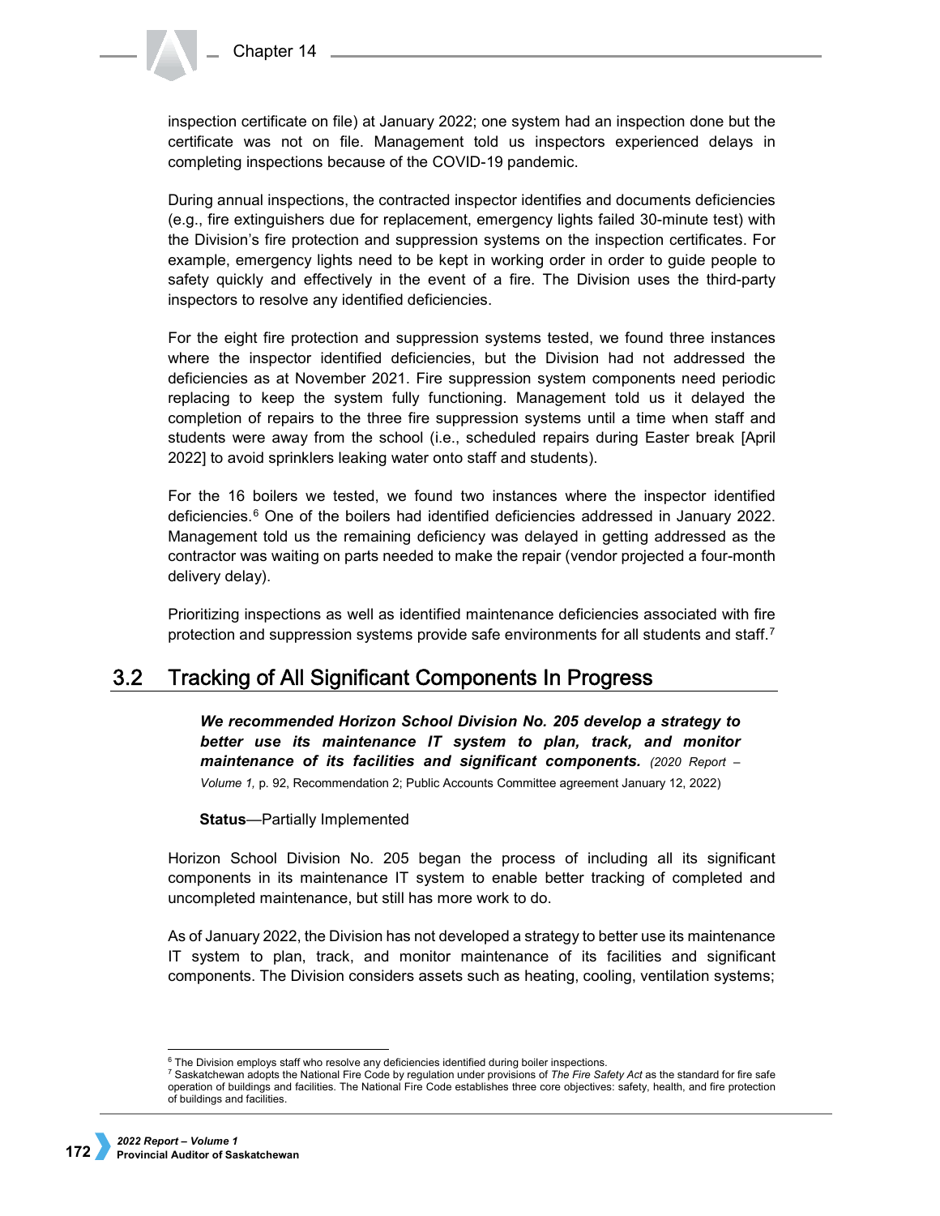inspection certificate on file) at January 2022; one system had an inspection done but the certificate was not on file. Management told us inspectors experienced delays in completing inspections because of the COVID-19 pandemic.

During annual inspections, the contracted inspector identifies and documents deficiencies (e.g., fire extinguishers due for replacement, emergency lights failed 30-minute test) with the Division's fire protection and suppression systems on the inspection certificates. For example, emergency lights need to be kept in working order in order to guide people to safety quickly and effectively in the event of a fire. The Division uses the third-party inspectors to resolve any identified deficiencies.

For the eight fire protection and suppression systems tested, we found three instances where the inspector identified deficiencies, but the Division had not addressed the deficiencies as at November 2021. Fire suppression system components need periodic replacing to keep the system fully functioning. Management told us it delayed the completion of repairs to the three fire suppression systems until a time when staff and students were away from the school (i.e., scheduled repairs during Easter break [April 2022] to avoid sprinklers leaking water onto staff and students).

For the 16 boilers we tested, we found two instances where the inspector identified deficiencies.[6] One of the boilers had identified deficiencies addressed in January 2022. Management told us the remaining deficiency was delayed in getting addressed as the contractor was waiting on parts needed to make the repair (vendor projected a four-month delivery delay).

Prioritizing inspections as well as identified maintenance deficiencies associated with fire protection and suppression systems provide safe environments for all students and staff.[7]

## 3.2 Tracking of All Significant Components In Progress

***We recommended Horizon School Division No. 205 develop a strategy to better use its maintenance IT system to plan, track, and monitor maintenance of its facilities and significant components.*** *(2020 Report – Volume 1,* p. 92, Recommendation 2; Public Accounts Committee agreement January 12, 2022)

**Status**—Partially Implemented

Horizon School Division No. 205 began the process of including all its significant components in its maintenance IT system to enable better tracking of completed and uncompleted maintenance, but still has more work to do.

As of January 2022, the Division has not developed a strategy to better use its maintenance IT system to plan, track, and monitor maintenance of its facilities and significant components. The Division considers assets such as heating, cooling, ventilation systems;

[6] The Division employs staff who resolve any deficiencies identified during boiler inspections.

[7] Saskatchewan adopts the National Fire Code by regulation under provisions of *The Fire Safety Act* as the standard for fire safe operation of buildings and facilities. The National Fire Code establishes three core objectives: safety, health, and fire protection of buildings and facilities.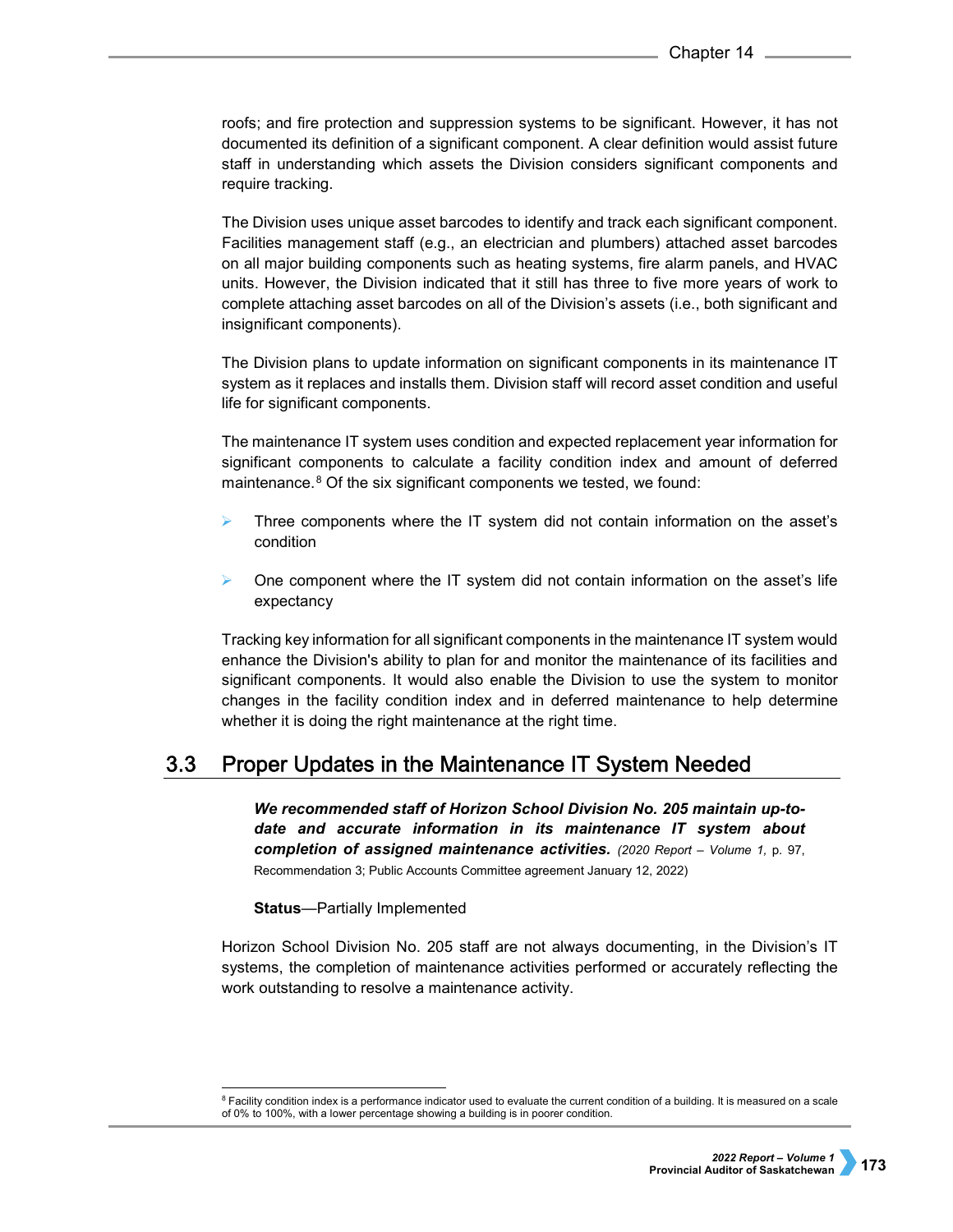roofs; and fire protection and suppression systems to be significant. However, it has not documented its definition of a significant component. A clear definition would assist future staff in understanding which assets the Division considers significant components and require tracking.

The Division uses unique asset barcodes to identify and track each significant component. Facilities management staff (e.g., an electrician and plumbers) attached asset barcodes on all major building components such as heating systems, fire alarm panels, and HVAC units. However, the Division indicated that it still has three to five more years of work to complete attaching asset barcodes on all of the Division's assets (i.e., both significant and insignificant components).

The Division plans to update information on significant components in its maintenance IT system as it replaces and installs them. Division staff will record asset condition and useful life for significant components.

The maintenance IT system uses condition and expected replacement year information for significant components to calculate a facility condition index and amount of deferred maintenance.[8] Of the six significant components we tested, we found:

- Three components where the IT system did not contain information on the asset's condition
- One component where the IT system did not contain information on the asset's life expectancy

Tracking key information for all significant components in the maintenance IT system would enhance the Division's ability to plan for and monitor the maintenance of its facilities and significant components. It would also enable the Division to use the system to monitor changes in the facility condition index and in deferred maintenance to help determine whether it is doing the right maintenance at the right time.

## 3.3 Proper Updates in the Maintenance IT System Needed

***We recommended staff of Horizon School Division No. 205 maintain up-to-date and accurate information in its maintenance IT system about completion of assigned maintenance activities.*** *(2020 Report – Volume 1,* p. 97, Recommendation 3; Public Accounts Committee agreement January 12, 2022)

**Status**—Partially Implemented

Horizon School Division No. 205 staff are not always documenting, in the Division's IT systems, the completion of maintenance activities performed or accurately reflecting the work outstanding to resolve a maintenance activity.

[8] Facility condition index is a performance indicator used to evaluate the current condition of a building. It is measured on a scale of 0% to 100%, with a lower percentage showing a building is in poorer condition.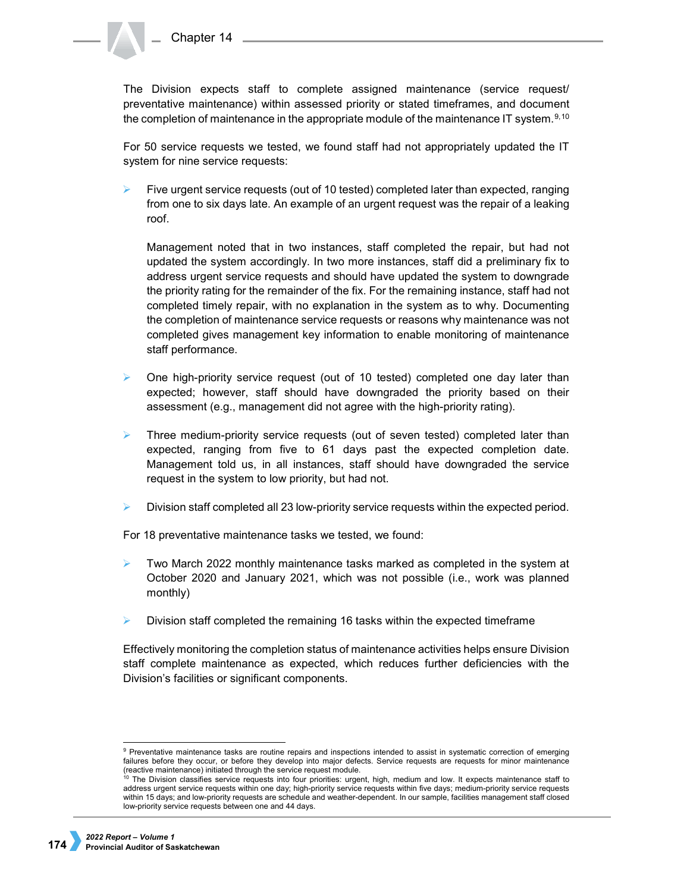The Division expects staff to complete assigned maintenance (service request/ preventative maintenance) within assessed priority or stated timeframes, and document the completion of maintenance in the appropriate module of the maintenance IT system.[9, 10]

For 50 service requests we tested, we found staff had not appropriately updated the IT system for nine service requests:

- Five urgent service requests (out of 10 tested) completed later than expected, ranging from one to six days late. An example of an urgent request was the repair of a leaking roof.

  Management noted that in two instances, staff completed the repair, but had not updated the system accordingly. In two more instances, staff did a preliminary fix to address urgent service requests and should have updated the system to downgrade the priority rating for the remainder of the fix. For the remaining instance, staff had not completed timely repair, with no explanation in the system as to why. Documenting the completion of maintenance service requests or reasons why maintenance was not completed gives management key information to enable monitoring of maintenance staff performance.

- One high-priority service request (out of 10 tested) completed one day later than expected; however, staff should have downgraded the priority based on their assessment (e.g., management did not agree with the high-priority rating).

- Three medium-priority service requests (out of seven tested) completed later than expected, ranging from five to 61 days past the expected completion date. Management told us, in all instances, staff should have downgraded the service request in the system to low priority, but had not.

- Division staff completed all 23 low-priority service requests within the expected period.

For 18 preventative maintenance tasks we tested, we found:

- Two March 2022 monthly maintenance tasks marked as completed in the system at October 2020 and January 2021, which was not possible (i.e., work was planned monthly)

- Division staff completed the remaining 16 tasks within the expected timeframe

Effectively monitoring the completion status of maintenance activities helps ensure Division staff complete maintenance as expected, which reduces further deficiencies with the Division's facilities or significant components.

---

[9] Preventative maintenance tasks are routine repairs and inspections intended to assist in systematic correction of emerging failures before they occur, or before they develop into major defects. Service requests are requests for minor maintenance (reactive maintenance) initiated through the service request module.

[10] The Division classifies service requests into four priorities: urgent, high, medium and low. It expects maintenance staff to address urgent service requests within one day; high-priority service requests within five days; medium-priority service requests within 15 days; and low-priority requests are schedule and weather-dependent. In our sample, facilities management staff closed low-priority service requests between one and 44 days.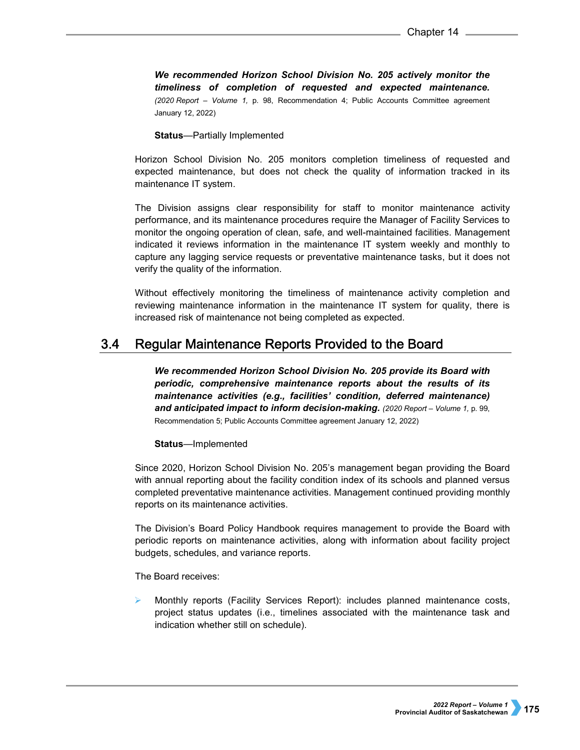***We recommended Horizon School Division No. 205 actively monitor the timeliness of completion of requested and expected maintenance.*** *(2020 Report – Volume 1,* p. 98, Recommendation 4; Public Accounts Committee agreement January 12, 2022)

**Status**—Partially Implemented

Horizon School Division No. 205 monitors completion timeliness of requested and expected maintenance, but does not check the quality of information tracked in its maintenance IT system.

The Division assigns clear responsibility for staff to monitor maintenance activity performance, and its maintenance procedures require the Manager of Facility Services to monitor the ongoing operation of clean, safe, and well-maintained facilities. Management indicated it reviews information in the maintenance IT system weekly and monthly to capture any lagging service requests or preventative maintenance tasks, but it does not verify the quality of the information.

Without effectively monitoring the timeliness of maintenance activity completion and reviewing maintenance information in the maintenance IT system for quality, there is increased risk of maintenance not being completed as expected.

## 3.4 Regular Maintenance Reports Provided to the Board

***We recommended Horizon School Division No. 205 provide its Board with periodic, comprehensive maintenance reports about the results of its maintenance activities (e.g., facilities' condition, deferred maintenance) and anticipated impact to inform decision-making.*** *(2020 Report – Volume 1,* p. 99, Recommendation 5; Public Accounts Committee agreement January 12, 2022)

**Status**—Implemented

Since 2020, Horizon School Division No. 205's management began providing the Board with annual reporting about the facility condition index of its schools and planned versus completed preventative maintenance activities. Management continued providing monthly reports on its maintenance activities.

The Division's Board Policy Handbook requires management to provide the Board with periodic reports on maintenance activities, along with information about facility project budgets, schedules, and variance reports.

The Board receives:

- Monthly reports (Facility Services Report): includes planned maintenance costs, project status updates (i.e., timelines associated with the maintenance task and indication whether still on schedule).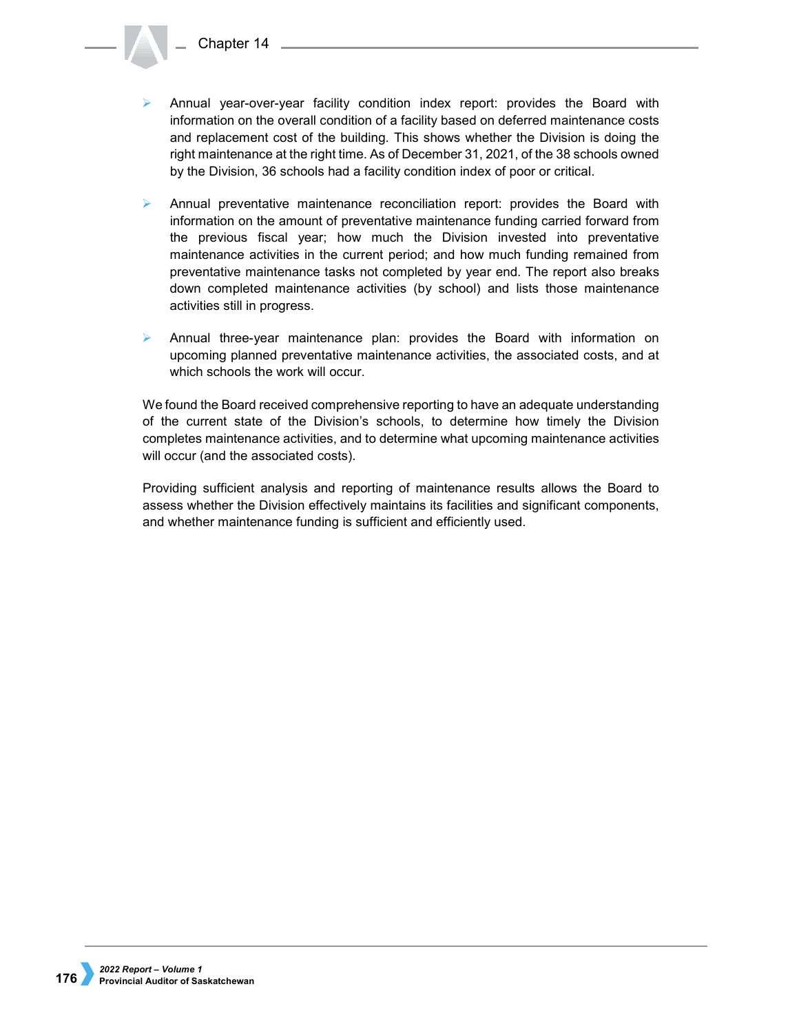- Annual year-over-year facility condition index report: provides the Board with information on the overall condition of a facility based on deferred maintenance costs and replacement cost of the building. This shows whether the Division is doing the right maintenance at the right time. As of December 31, 2021, of the 38 schools owned by the Division, 36 schools had a facility condition index of poor or critical.

- Annual preventative maintenance reconciliation report: provides the Board with information on the amount of preventative maintenance funding carried forward from the previous fiscal year; how much the Division invested into preventative maintenance activities in the current period; and how much funding remained from preventative maintenance tasks not completed by year end. The report also breaks down completed maintenance activities (by school) and lists those maintenance activities still in progress.

- Annual three-year maintenance plan: provides the Board with information on upcoming planned preventative maintenance activities, the associated costs, and at which schools the work will occur.

We found the Board received comprehensive reporting to have an adequate understanding of the current state of the Division's schools, to determine how timely the Division completes maintenance activities, and to determine what upcoming maintenance activities will occur (and the associated costs).

Providing sufficient analysis and reporting of maintenance results allows the Board to assess whether the Division effectively maintains its facilities and significant components, and whether maintenance funding is sufficient and efficiently used.